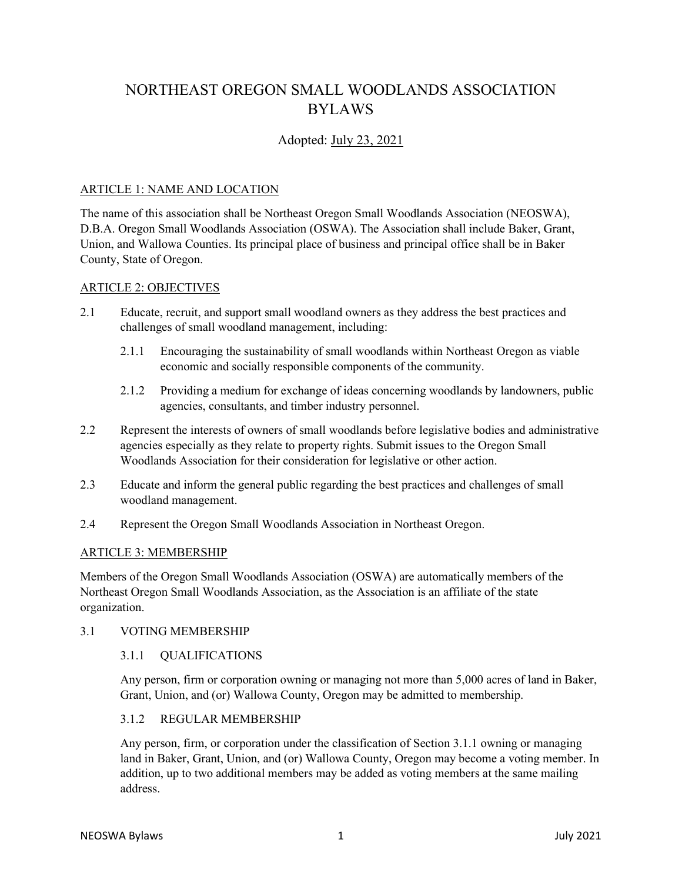# NORTHEAST OREGON SMALL WOODLANDS ASSOCIATION BYLAWS

Adopted: July 23, 2021

## ARTICLE 1: NAME AND LOCATION

The name of this association shall be Northeast Oregon Small Woodlands Association (NEOSWA), D.B.A. Oregon Small Woodlands Association (OSWA). The Association shall include Baker, Grant, Union, and Wallowa Counties. Its principal place of business and principal office shall be in Baker County, State of Oregon.

## ARTICLE 2: OBJECTIVES

2.1 Educate, recruit, and support small woodland owners as they address the best practices and challenges of small woodland management, including:

2.1.1 Encouraging the sustainability of small woodlands within Northeast Oregon as viable economic and socially responsible components of the community.

2.1.2 Providing a medium for exchange of ideas concerning woodlands by landowners, public agencies, consultants, and timber industry personnel.

2.2 Represent the interests of owners of small woodlands before legislative bodies and administrative agencies especially as they relate to property rights. Submit issues to the Oregon Small Woodlands Association for their consideration for legislative or other action.

2.3 Educate and inform the general public regarding the best practices and challenges of small woodland management.

2.4 Represent the Oregon Small Woodlands Association in Northeast Oregon.

## ARTICLE 3: MEMBERSHIP

Members of the Oregon Small Woodlands Association (OSWA) are automatically members of the Northeast Oregon Small Woodlands Association, as the Association is an affiliate of the state organization.

### 3.1 VOTING MEMBERSHIP

#### 3.1.1 QUALIFICATIONS

Any person, firm or corporation owning or managing not more than 5,000 acres of land in Baker, Grant, Union, and (or) Wallowa County, Oregon may be admitted to membership.

#### 3.1.2 REGULAR MEMBERSHIP

Any person, firm, or corporation under the classification of Section 3.1.1 owning or managing land in Baker, Grant, Union, and (or) Wallowa County, Oregon may become a voting member. In addition, up to two additional members may be added as voting members at the same mailing address.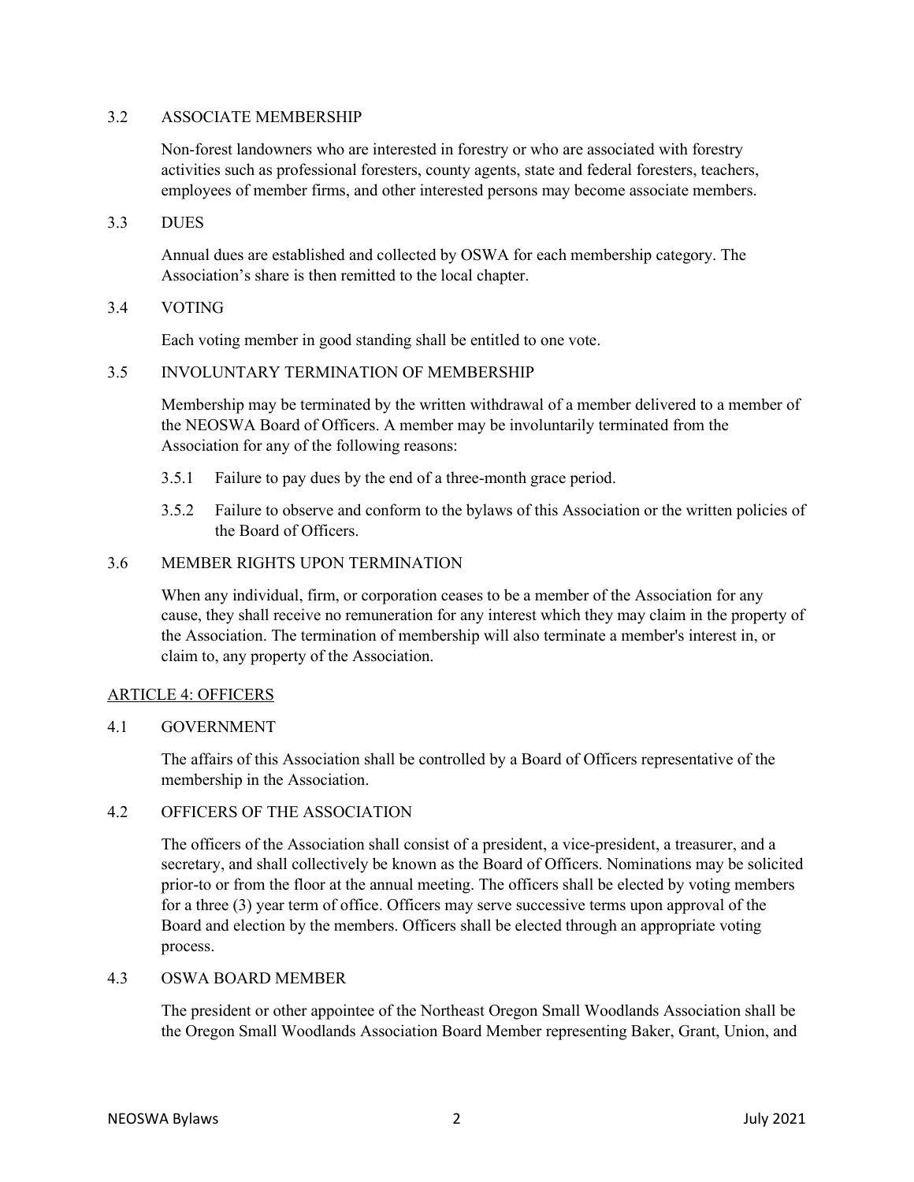### 3.2 ASSOCIATE MEMBERSHIP

Non-forest landowners who are interested in forestry or who are associated with forestry activities such as professional foresters, county agents, state and federal foresters, teachers, employees of member firms, and other interested persons may become associate members.

### 3.3 DUES

Annual dues are established and collected by OSWA for each membership category. The Association's share is then remitted to the local chapter.

### 3.4 VOTING

Each voting member in good standing shall be entitled to one vote.

### 3.5 INVOLUNTARY TERMINATION OF MEMBERSHIP

Membership may be terminated by the written withdrawal of a member delivered to a member of the NEOSWA Board of Officers. A member may be involuntarily terminated from the Association for any of the following reasons:

3.5.1 Failure to pay dues by the end of a three-month grace period.

3.5.2 Failure to observe and conform to the bylaws of this Association or the written policies of the Board of Officers.

### 3.6 MEMBER RIGHTS UPON TERMINATION

When any individual, firm, or corporation ceases to be a member of the Association for any cause, they shall receive no remuneration for any interest which they may claim in the property of the Association. The termination of membership will also terminate a member's interest in, or claim to, any property of the Association.

## ARTICLE 4: OFFICERS

### 4.1 GOVERNMENT

The affairs of this Association shall be controlled by a Board of Officers representative of the membership in the Association.

### 4.2 OFFICERS OF THE ASSOCIATION

The officers of the Association shall consist of a president, a vice-president, a treasurer, and a secretary, and shall collectively be known as the Board of Officers. Nominations may be solicited prior-to or from the floor at the annual meeting. The officers shall be elected by voting members for a three (3) year term of office. Officers may serve successive terms upon approval of the Board and election by the members. Officers shall be elected through an appropriate voting process.

### 4.3 OSWA BOARD MEMBER

The president or other appointee of the Northeast Oregon Small Woodlands Association shall be the Oregon Small Woodlands Association Board Member representing Baker, Grant, Union, and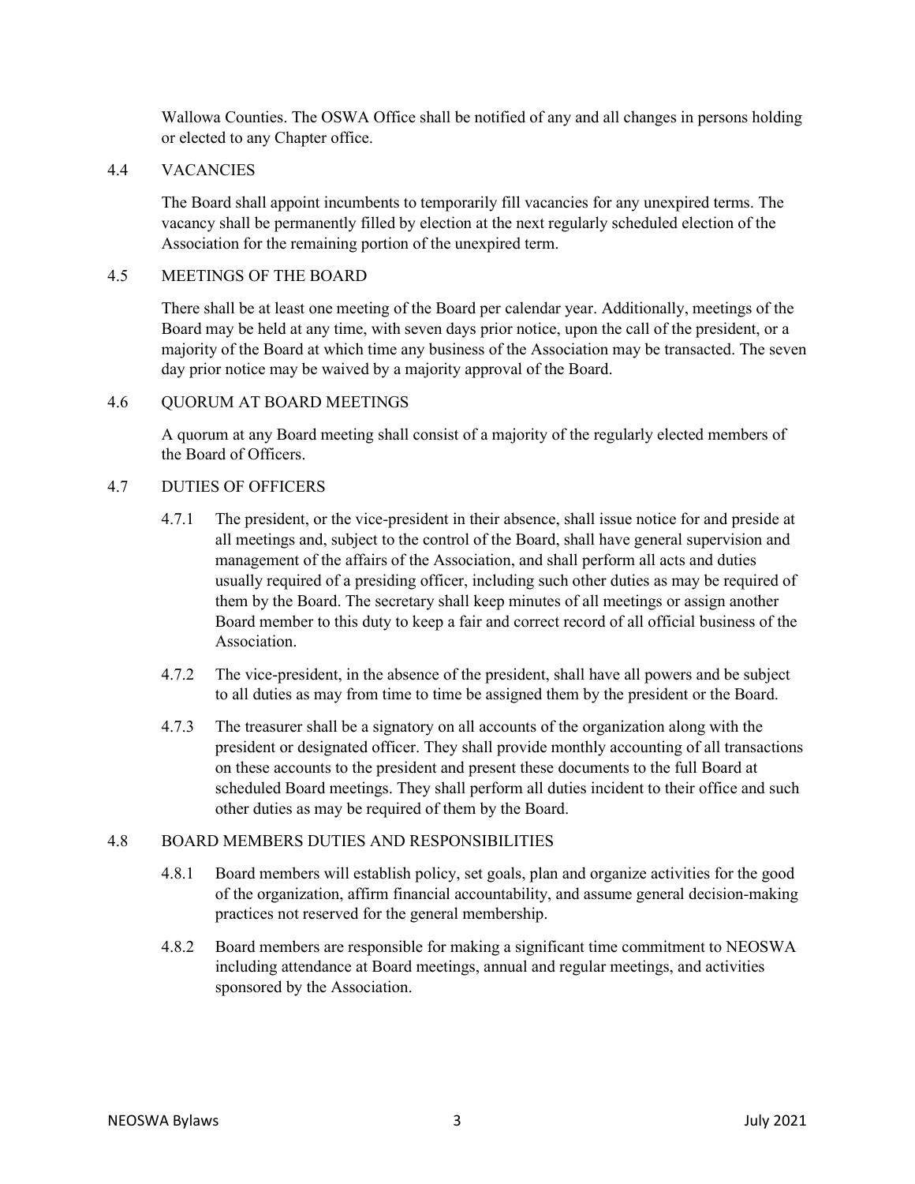Wallowa Counties. The OSWA Office shall be notified of any and all changes in persons holding or elected to any Chapter office.

### 4.4 VACANCIES

The Board shall appoint incumbents to temporarily fill vacancies for any unexpired terms. The vacancy shall be permanently filled by election at the next regularly scheduled election of the Association for the remaining portion of the unexpired term.

### 4.5 MEETINGS OF THE BOARD

There shall be at least one meeting of the Board per calendar year. Additionally, meetings of the Board may be held at any time, with seven days prior notice, upon the call of the president, or a majority of the Board at which time any business of the Association may be transacted. The seven day prior notice may be waived by a majority approval of the Board.

### 4.6 QUORUM AT BOARD MEETINGS

A quorum at any Board meeting shall consist of a majority of the regularly elected members of the Board of Officers.

### 4.7 DUTIES OF OFFICERS

4.7.1 The president, or the vice-president in their absence, shall issue notice for and preside at all meetings and, subject to the control of the Board, shall have general supervision and management of the affairs of the Association, and shall perform all acts and duties usually required of a presiding officer, including such other duties as may be required of them by the Board. The secretary shall keep minutes of all meetings or assign another Board member to this duty to keep a fair and correct record of all official business of the Association.

4.7.2 The vice-president, in the absence of the president, shall have all powers and be subject to all duties as may from time to time be assigned them by the president or the Board.

4.7.3 The treasurer shall be a signatory on all accounts of the organization along with the president or designated officer. They shall provide monthly accounting of all transactions on these accounts to the president and present these documents to the full Board at scheduled Board meetings. They shall perform all duties incident to their office and such other duties as may be required of them by the Board.

### 4.8 BOARD MEMBERS DUTIES AND RESPONSIBILITIES

4.8.1 Board members will establish policy, set goals, plan and organize activities for the good of the organization, affirm financial accountability, and assume general decision-making practices not reserved for the general membership.

4.8.2 Board members are responsible for making a significant time commitment to NEOSWA including attendance at Board meetings, annual and regular meetings, and activities sponsored by the Association.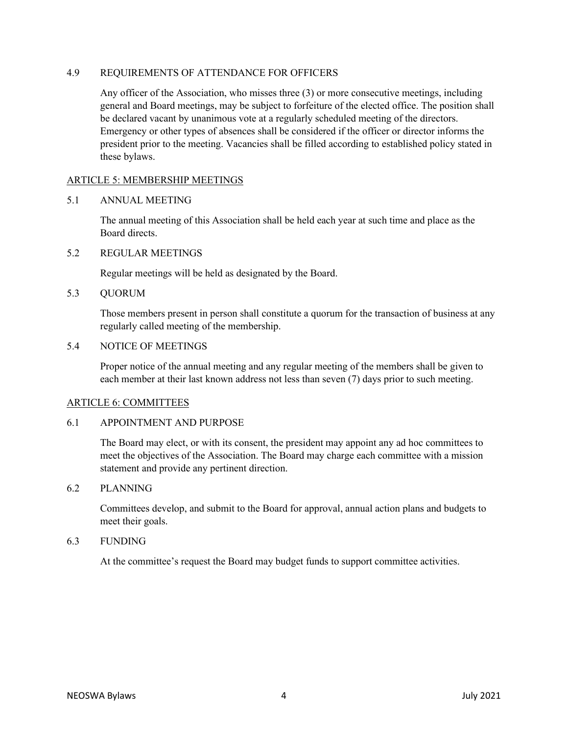### 4.9 REQUIREMENTS OF ATTENDANCE FOR OFFICERS

Any officer of the Association, who misses three (3) or more consecutive meetings, including general and Board meetings, may be subject to forfeiture of the elected office. The position shall be declared vacant by unanimous vote at a regularly scheduled meeting of the directors. Emergency or other types of absences shall be considered if the officer or director informs the president prior to the meeting. Vacancies shall be filled according to established policy stated in these bylaws.

## ARTICLE 5: MEMBERSHIP MEETINGS

### 5.1 ANNUAL MEETING

The annual meeting of this Association shall be held each year at such time and place as the Board directs.

### 5.2 REGULAR MEETINGS

Regular meetings will be held as designated by the Board.

### 5.3 QUORUM

Those members present in person shall constitute a quorum for the transaction of business at any regularly called meeting of the membership.

### 5.4 NOTICE OF MEETINGS

Proper notice of the annual meeting and any regular meeting of the members shall be given to each member at their last known address not less than seven (7) days prior to such meeting.

## ARTICLE 6: COMMITTEES

### 6.1 APPOINTMENT AND PURPOSE

The Board may elect, or with its consent, the president may appoint any ad hoc committees to meet the objectives of the Association. The Board may charge each committee with a mission statement and provide any pertinent direction.

### 6.2 PLANNING

Committees develop, and submit to the Board for approval, annual action plans and budgets to meet their goals.

### 6.3 FUNDING

At the committee's request the Board may budget funds to support committee activities.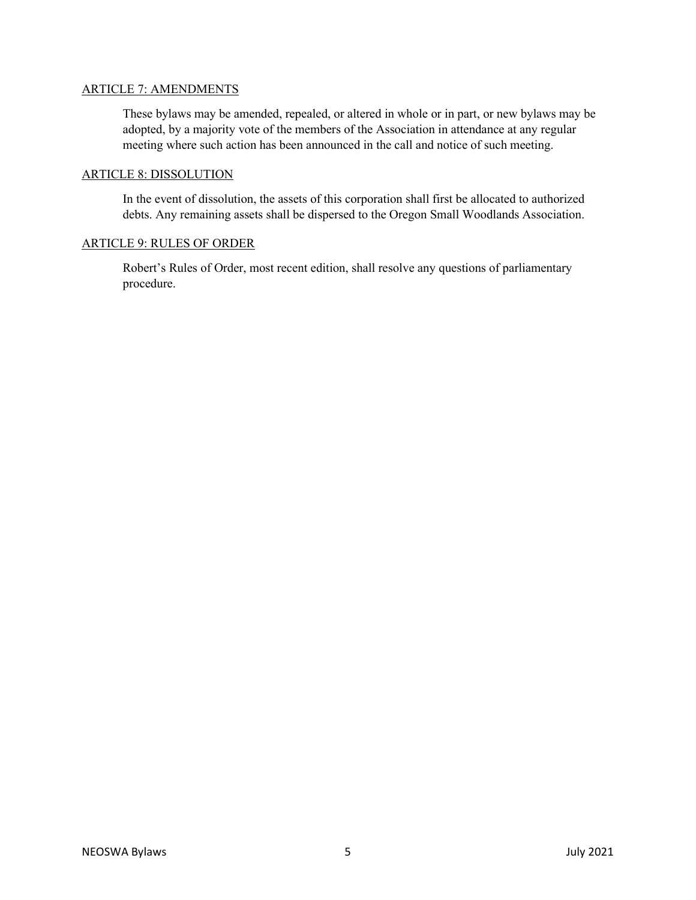## ARTICLE 7: AMENDMENTS

These bylaws may be amended, repealed, or altered in whole or in part, or new bylaws may be adopted, by a majority vote of the members of the Association in attendance at any regular meeting where such action has been announced in the call and notice of such meeting.

## ARTICLE 8: DISSOLUTION

In the event of dissolution, the assets of this corporation shall first be allocated to authorized debts. Any remaining assets shall be dispersed to the Oregon Small Woodlands Association.

## ARTICLE 9: RULES OF ORDER

Robert's Rules of Order, most recent edition, shall resolve any questions of parliamentary procedure.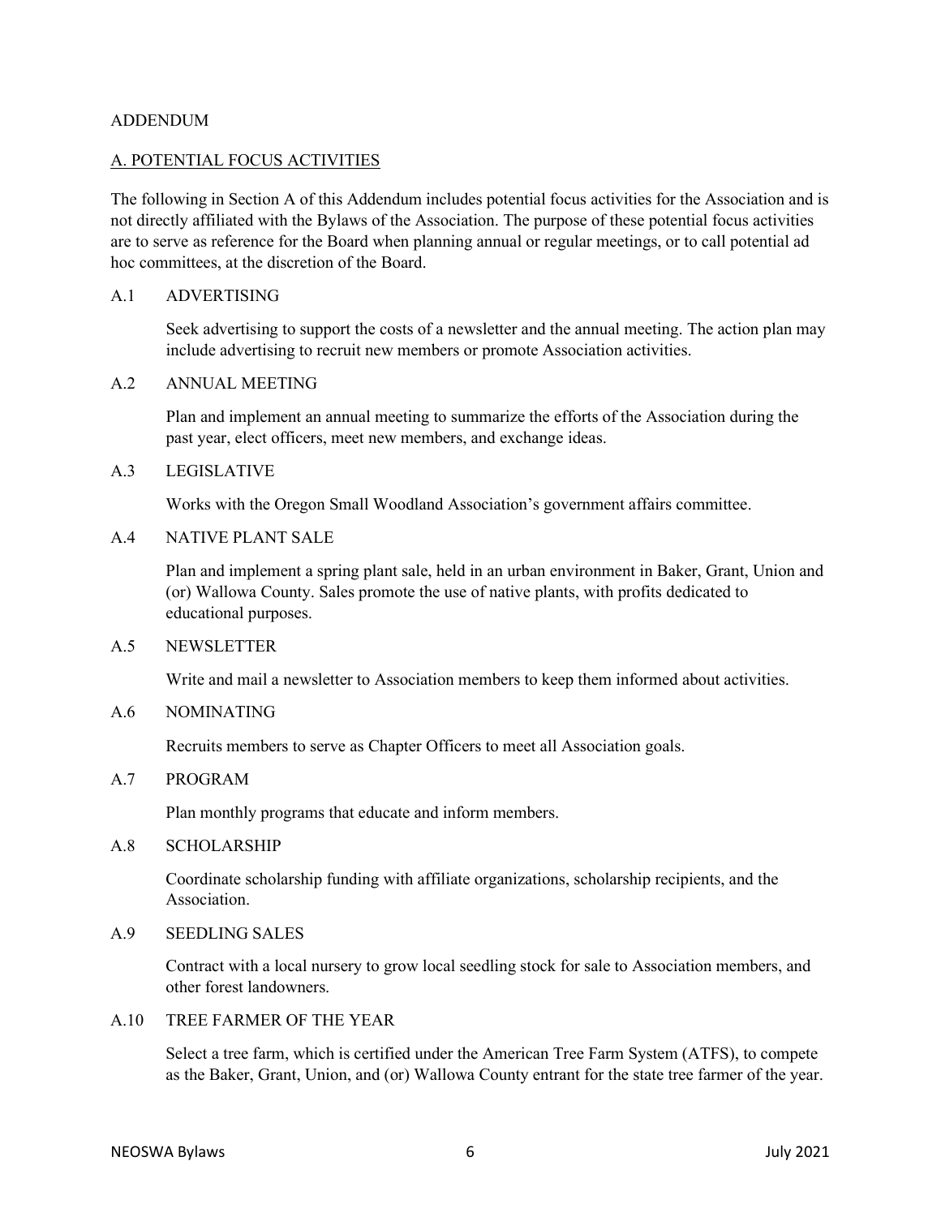ADDENDUM

A. POTENTIAL FOCUS ACTIVITIES

The following in Section A of this Addendum includes potential focus activities for the Association and is not directly affiliated with the Bylaws of the Association. The purpose of these potential focus activities are to serve as reference for the Board when planning annual or regular meetings, or to call potential ad hoc committees, at the discretion of the Board.

A.1 ADVERTISING

Seek advertising to support the costs of a newsletter and the annual meeting. The action plan may include advertising to recruit new members or promote Association activities.

A.2 ANNUAL MEETING

Plan and implement an annual meeting to summarize the efforts of the Association during the past year, elect officers, meet new members, and exchange ideas.

A.3 LEGISLATIVE

Works with the Oregon Small Woodland Association's government affairs committee.

A.4 NATIVE PLANT SALE

Plan and implement a spring plant sale, held in an urban environment in Baker, Grant, Union and (or) Wallowa County. Sales promote the use of native plants, with profits dedicated to educational purposes.

A.5 NEWSLETTER

Write and mail a newsletter to Association members to keep them informed about activities.

A.6 NOMINATING

Recruits members to serve as Chapter Officers to meet all Association goals.

A.7 PROGRAM

Plan monthly programs that educate and inform members.

A.8 SCHOLARSHIP

Coordinate scholarship funding with affiliate organizations, scholarship recipients, and the Association.

A.9 SEEDLING SALES

Contract with a local nursery to grow local seedling stock for sale to Association members, and other forest landowners.

A.10 TREE FARMER OF THE YEAR

Select a tree farm, which is certified under the American Tree Farm System (ATFS), to compete as the Baker, Grant, Union, and (or) Wallowa County entrant for the state tree farmer of the year.